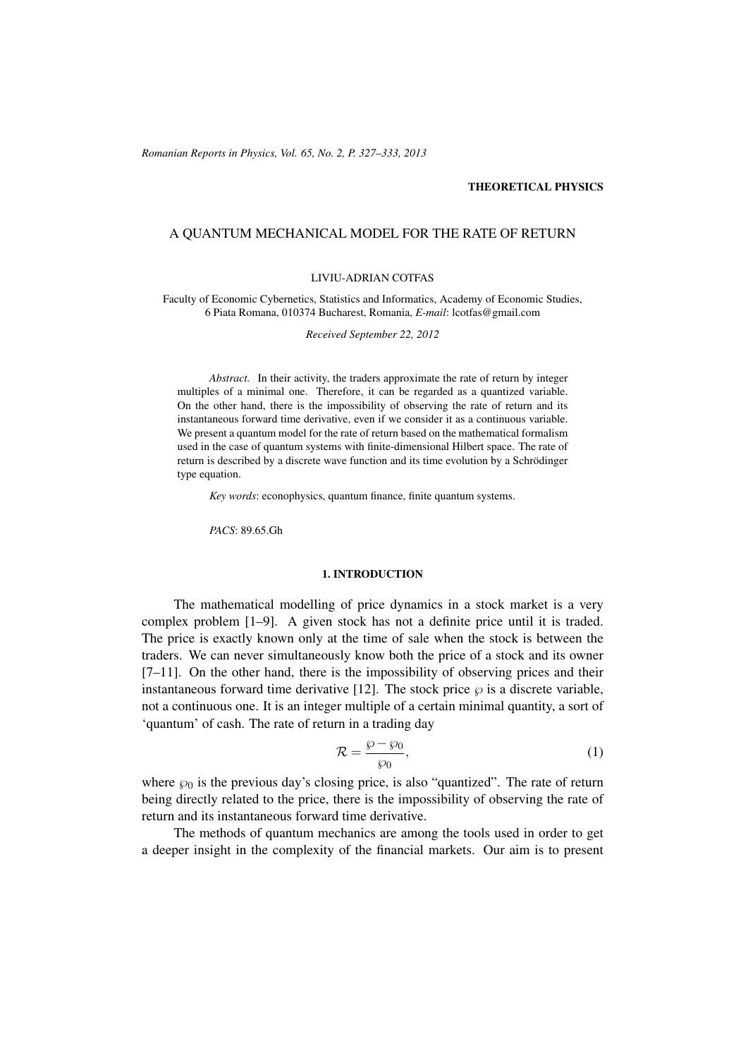THEORETICAL PHYSICS

# A QUANTUM MECHANICAL MODEL FOR THE RATE OF RETURN

LIVIU-ADRIAN COTFAS

Faculty of Economic Cybernetics, Statistics and Informatics, Academy of Economic Studies, 6 Piata Romana, 010374 Bucharest, Romania, *E-mail*: lcotfas@gmail.com

*Received September 22, 2012*

*Abstract.* In their activity, the traders approximate the rate of return by integer multiples of a minimal one. Therefore, it can be regarded as a quantized variable. On the other hand, there is the impossibility of observing the rate of return and its instantaneous forward time derivative, even if we consider it as a continuous variable. We present a quantum model for the rate of return based on the mathematical formalism used in the case of quantum systems with finite-dimensional Hilbert space. The rate of return is described by a discrete wave function and its time evolution by a Schrödinger type equation.

*Key words*: econophysics, quantum finance, finite quantum systems.

*PACS*: 89.65.Gh

## 1. INTRODUCTION

The mathematical modelling of price dynamics in a stock market is a very complex problem [1–9]. A given stock has not a definite price until it is traded. The price is exactly known only at the time of sale when the stock is between the traders. We can never simultaneously know both the price of a stock and its owner [7–11]. On the other hand, there is the impossibility of observing prices and their instantaneous forward time derivative [12]. The stock price $\wp$ is a discrete variable, not a continuous one. It is an integer multiple of a certain minimal quantity, a sort of 'quantum' of cash. The rate of return in a trading day

$$\mathcal{R} = \frac{\wp - \wp_0}{\wp_0}, \tag{1}$$

where $\wp_0$ is the previous day's closing price, is also "quantized". The rate of return being directly related to the price, there is the impossibility of observing the rate of return and its instantaneous forward time derivative.

The methods of quantum mechanics are among the tools used in order to get a deeper insight in the complexity of the financial markets. Our aim is to present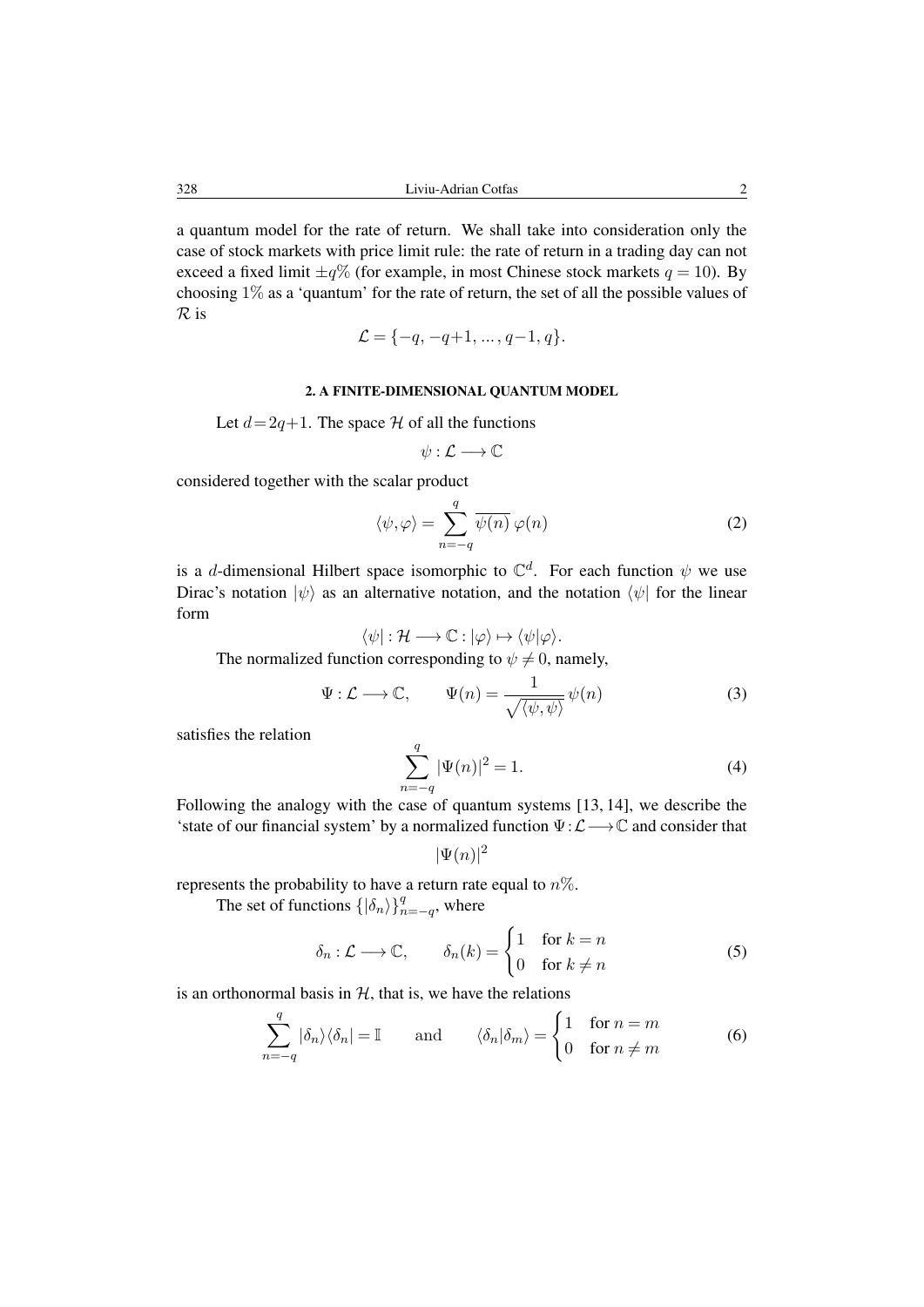a quantum model for the rate of return. We shall take into consideration only the case of stock markets with price limit rule: the rate of return in a trading day can not exceed a fixed limit $\pm q\%$ (for example, in most Chinese stock markets $q=10$). By choosing $1\%$ as a 'quantum' for the rate of return, the set of all the possible values of $\mathcal{R}$ is

$$\mathcal{L} = \{-q, -q+1, ..., q-1, q\}.$$

## 2. A FINITE-DIMENSIONAL QUANTUM MODEL

Let $d = 2q+1$. The space $\mathcal{H}$ of all the functions

$$\psi : \mathcal{L} \longrightarrow \mathbb{C}$$

considered together with the scalar product

$$\langle \psi, \varphi \rangle = \sum_{n=-q}^{q} \overline{\psi(n)}\, \varphi(n) \tag{2}$$

is a $d$-dimensional Hilbert space isomorphic to $\mathbb{C}^d$. For each function $\psi$ we use Dirac's notation $|\psi\rangle$ as an alternative notation, and the notation $\langle\psi|$ for the linear form

$$\langle\psi| : \mathcal{H} \longrightarrow \mathbb{C} : |\varphi\rangle \mapsto \langle\psi|\varphi\rangle.$$

The normalized function corresponding to $\psi \neq 0$, namely,

$$\Psi : \mathcal{L} \longrightarrow \mathbb{C}, \qquad \Psi(n) = \frac{1}{\sqrt{\langle\psi,\psi\rangle}}\, \psi(n) \tag{3}$$

satisfies the relation

$$\sum_{n=-q}^{q} |\Psi(n)|^2 = 1. \tag{4}$$

Following the analogy with the case of quantum systems [13, 14], we describe the 'state of our financial system' by a normalized function $\Psi : \mathcal{L} \longrightarrow \mathbb{C}$ and consider that

$$|\Psi(n)|^2$$

represents the probability to have a return rate equal to $n\%$.

The set of functions $\{|\delta_n\rangle\}_{n=-q}^{q}$, where

$$\delta_n : \mathcal{L} \longrightarrow \mathbb{C}, \qquad \delta_n(k) = \begin{cases} 1 & \text{for } k = n \\ 0 & \text{for } k \neq n \end{cases} \tag{5}$$

is an orthonormal basis in $\mathcal{H}$, that is, we have the relations

$$\sum_{n=-q}^{q} |\delta_n\rangle\langle\delta_n| = \mathbb{I} \qquad \text{and} \qquad \langle\delta_n|\delta_m\rangle = \begin{cases} 1 & \text{for } n = m \\ 0 & \text{for } n \neq m \end{cases} \tag{6}$$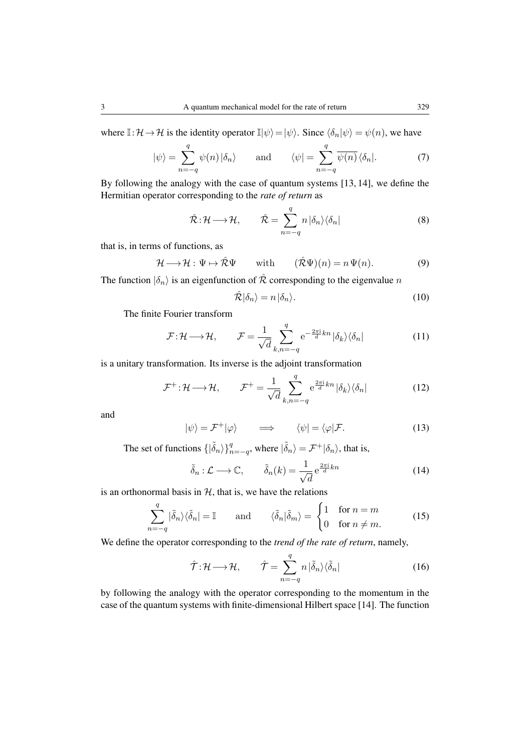where $\mathbb{I}:\mathcal{H}\rightarrow\mathcal{H}$ is the identity operator $\mathbb{I}|\psi\rangle=|\psi\rangle$. Since $\langle\delta_n|\psi\rangle=\psi(n)$, we have

$$|\psi\rangle=\sum_{n=-q}^{q}\psi(n)\,|\delta_n\rangle \qquad \text{and} \qquad \langle\psi|=\sum_{n=-q}^{q}\overline{\psi(n)}\,\langle\delta_n|. \tag{7}$$

By following the analogy with the case of quantum systems [13, 14], we define the Hermitian operator corresponding to the *rate of return* as

$$\hat{\mathcal{R}}:\mathcal{H}\longrightarrow\mathcal{H}, \qquad \hat{\mathcal{R}}=\sum_{n=-q}^{q}n\,|\delta_n\rangle\langle\delta_n| \tag{8}$$

that is, in terms of functions, as

$$\mathcal{H}\longrightarrow\mathcal{H}:\,\Psi\mapsto\hat{\mathcal{R}}\Psi \qquad \text{with} \qquad (\hat{\mathcal{R}}\Psi)(n)=n\,\Psi(n). \tag{9}$$

The function $|\delta_n\rangle$ is an eigenfunction of $\hat{\mathcal{R}}$ corresponding to the eigenvalue $n$

$$\hat{\mathcal{R}}|\delta_n\rangle=n\,|\delta_n\rangle. \tag{10}$$

The finite Fourier transform

$$\mathcal{F}:\mathcal{H}\longrightarrow\mathcal{H}, \qquad \mathcal{F}=\frac{1}{\sqrt{d}}\sum_{k,n=-q}^{q}\mathrm{e}^{-\frac{2\pi\mathrm{i}}{d}kn}\,|\delta_k\rangle\langle\delta_n| \tag{11}$$

is a unitary transformation. Its inverse is the adjoint transformation

$$\mathcal{F}^{+}:\mathcal{H}\longrightarrow\mathcal{H}, \qquad \mathcal{F}^{+}=\frac{1}{\sqrt{d}}\sum_{k,n=-q}^{q}\mathrm{e}^{\frac{2\pi\mathrm{i}}{d}kn}\,|\delta_k\rangle\langle\delta_n| \tag{12}$$

and

$$|\psi\rangle=\mathcal{F}^{+}|\varphi\rangle \qquad \Longrightarrow \qquad \langle\psi|=\langle\varphi|\mathcal{F}. \tag{13}$$

The set of functions $\{|\tilde{\delta}_n\rangle\}_{n=-q}^{q}$, where $|\tilde{\delta}_n\rangle=\mathcal{F}^{+}|\delta_n\rangle$, that is,

$$\tilde{\delta}_n:\mathcal{L}\longrightarrow\mathbb{C}, \qquad \tilde{\delta}_n(k)=\frac{1}{\sqrt{d}}\,\mathrm{e}^{\frac{2\pi\mathrm{i}}{d}kn} \tag{14}$$

is an orthonormal basis in $\mathcal{H}$, that is, we have the relations

$$\sum_{n=-q}^{q}|\tilde{\delta}_n\rangle\langle\tilde{\delta}_n|=\mathbb{I} \qquad \text{and} \qquad \langle\tilde{\delta}_n|\tilde{\delta}_m\rangle=\begin{cases}1 & \text{for } n=m\\ 0 & \text{for } n\neq m.\end{cases} \tag{15}$$

We define the operator corresponding to the *trend of the rate of return*, namely,

$$\hat{\mathcal{T}}:\mathcal{H}\longrightarrow\mathcal{H}, \qquad \hat{\mathcal{T}}=\sum_{n=-q}^{q}n\,|\tilde{\delta}_n\rangle\langle\tilde{\delta}_n| \tag{16}$$

by following the analogy with the operator corresponding to the momentum in the case of the quantum systems with finite-dimensional Hilbert space [14]. The function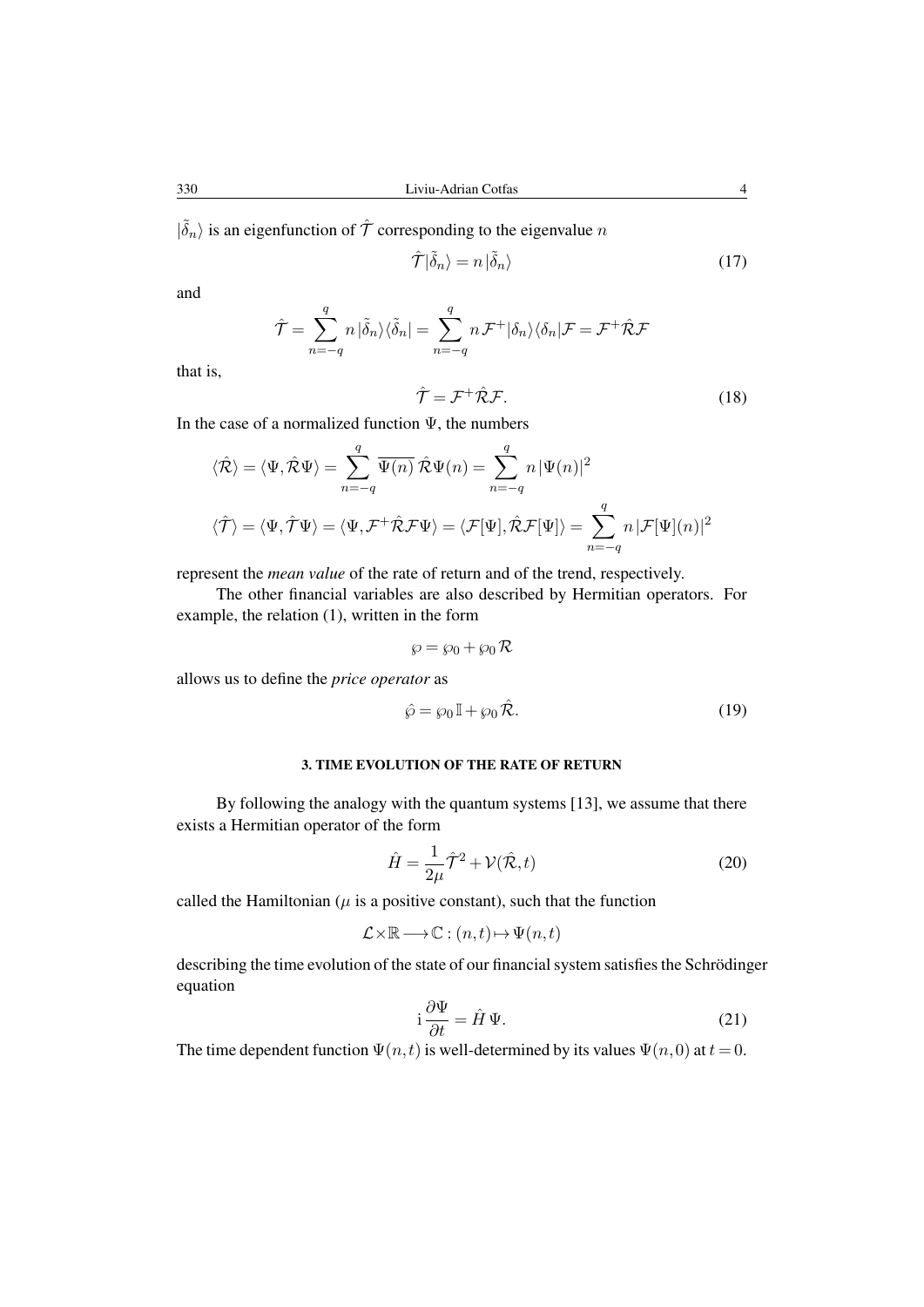$|\tilde{\delta}_n\rangle$ is an eigenfunction of $\hat{\mathcal{T}}$ corresponding to the eigenvalue $n$

$$\hat{\mathcal{T}}|\tilde{\delta}_n\rangle = n\,|\tilde{\delta}_n\rangle \tag{17}$$

and

$$\hat{\mathcal{T}} = \sum_{n=-q}^{q} n\,|\tilde{\delta}_n\rangle\langle\tilde{\delta}_n| = \sum_{n=-q}^{q} n\,\mathcal{F}^{+}|\delta_n\rangle\langle\delta_n|\mathcal{F} = \mathcal{F}^{+}\hat{\mathcal{R}}\mathcal{F}$$

that is,

$$\hat{\mathcal{T}} = \mathcal{F}^{+}\hat{\mathcal{R}}\mathcal{F}. \tag{18}$$

In the case of a normalized function $\Psi$, the numbers

$$\langle\hat{\mathcal{R}}\rangle = \langle\Psi,\hat{\mathcal{R}}\Psi\rangle = \sum_{n=-q}^{q} \overline{\Psi(n)}\,\hat{\mathcal{R}}\Psi(n) = \sum_{n=-q}^{q} n\,|\Psi(n)|^2$$

$$\langle\hat{\mathcal{T}}\rangle = \langle\Psi,\hat{\mathcal{T}}\Psi\rangle = \langle\Psi,\mathcal{F}^{+}\hat{\mathcal{R}}\mathcal{F}\Psi\rangle = \langle\mathcal{F}[\Psi],\hat{\mathcal{R}}\mathcal{F}[\Psi]\rangle = \sum_{n=-q}^{q} n\,|\mathcal{F}[\Psi](n)|^2$$

represent the *mean value* of the rate of return and of the trend, respectively.

The other financial variables are also described by Hermitian operators. For example, the relation (1), written in the form

$$\wp = \wp_0 + \wp_0\,\mathcal{R}$$

allows us to define the *price operator* as

$$\hat{\wp} = \wp_0\,\mathbb{I} + \wp_0\,\hat{\mathcal{R}}. \tag{19}$$

## 3. TIME EVOLUTION OF THE RATE OF RETURN

By following the analogy with the quantum systems [13], we assume that there exists a Hermitian operator of the form

$$\hat{H} = \frac{1}{2\mu}\hat{\mathcal{T}}^2 + \mathcal{V}(\hat{\mathcal{R}},t) \tag{20}$$

called the Hamiltonian ($\mu$ is a positive constant), such that the function

$$\mathcal{L}\times\mathbb{R} \longrightarrow \mathbb{C} : (n,t) \mapsto \Psi(n,t)$$

describing the time evolution of the state of our financial system satisfies the Schrödinger equation

$$\mathrm{i}\,\frac{\partial\Psi}{\partial t} = \hat{H}\,\Psi. \tag{21}$$

The time dependent function $\Psi(n,t)$ is well-determined by its values $\Psi(n,0)$ at $t=0$.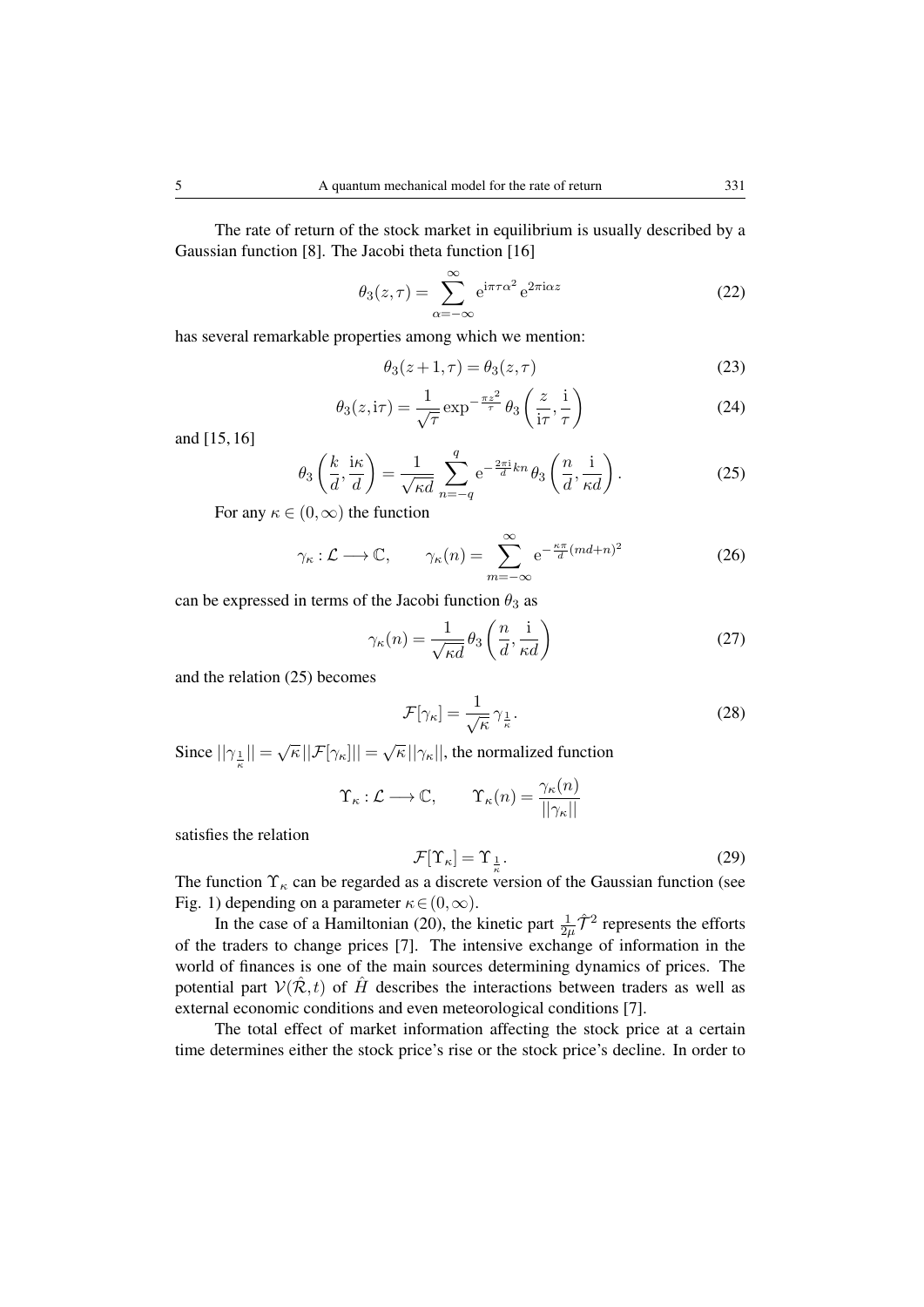The rate of return of the stock market in equilibrium is usually described by a Gaussian function [8]. The Jacobi theta function [16]

$$\theta_3(z,\tau) = \sum_{\alpha=-\infty}^{\infty} \mathrm{e}^{\mathrm{i}\pi\tau\alpha^2}\,\mathrm{e}^{2\pi\mathrm{i}\alpha z} \tag{22}$$

has several remarkable properties among which we mention:

$$\theta_3(z+1,\tau) = \theta_3(z,\tau) \tag{23}$$

$$\theta_3(z,\mathrm{i}\tau) = \frac{1}{\sqrt{\tau}}\exp^{-\frac{\pi z^2}{\tau}}\theta_3\left(\frac{z}{\mathrm{i}\tau},\frac{\mathrm{i}}{\tau}\right) \tag{24}$$

and [15, 16]

$$\theta_3\left(\frac{k}{d},\frac{\mathrm{i}\kappa}{d}\right) = \frac{1}{\sqrt{\kappa d}}\sum_{n=-q}^{q}\mathrm{e}^{-\frac{2\pi\mathrm{i}}{d}kn}\,\theta_3\left(\frac{n}{d},\frac{\mathrm{i}}{\kappa d}\right). \tag{25}$$

For any $\kappa \in (0,\infty)$ the function

$$\gamma_\kappa : \mathcal{L} \longrightarrow \mathbb{C}, \qquad \gamma_\kappa(n) = \sum_{m=-\infty}^{\infty}\mathrm{e}^{-\frac{\kappa\pi}{d}(md+n)^2} \tag{26}$$

can be expressed in terms of the Jacobi function $\theta_3$ as

$$\gamma_\kappa(n) = \frac{1}{\sqrt{\kappa d}}\theta_3\left(\frac{n}{d},\frac{\mathrm{i}}{\kappa d}\right) \tag{27}$$

and the relation (25) becomes

$$\mathcal{F}[\gamma_\kappa] = \frac{1}{\sqrt{\kappa}}\,\gamma_{\frac{1}{\kappa}}. \tag{28}$$

Since $||\gamma_{\frac{1}{\kappa}}|| = \sqrt{\kappa}\,||\mathcal{F}[\gamma_\kappa]|| = \sqrt{\kappa}\,||\gamma_\kappa||$, the normalized function

$$\Upsilon_\kappa : \mathcal{L} \longrightarrow \mathbb{C}, \qquad \Upsilon_\kappa(n) = \frac{\gamma_\kappa(n)}{||\gamma_\kappa||}$$

satisfies the relation

$$\mathcal{F}[\Upsilon_\kappa] = \Upsilon_{\frac{1}{\kappa}}. \tag{29}$$

The function $\Upsilon_\kappa$ can be regarded as a discrete version of the Gaussian function (see Fig. 1) depending on a parameter $\kappa \in (0,\infty)$.

In the case of a Hamiltonian (20), the kinetic part $\frac{1}{2\mu}\hat{\mathcal{T}}^2$ represents the efforts of the traders to change prices [7]. The intensive exchange of information in the world of finances is one of the main sources determining dynamics of prices. The potential part $\mathcal{V}(\hat{\mathcal{R}},t)$ of $\hat{H}$ describes the interactions between traders as well as external economic conditions and even meteorological conditions [7].

The total effect of market information affecting the stock price at a certain time determines either the stock price's rise or the stock price's decline. In order to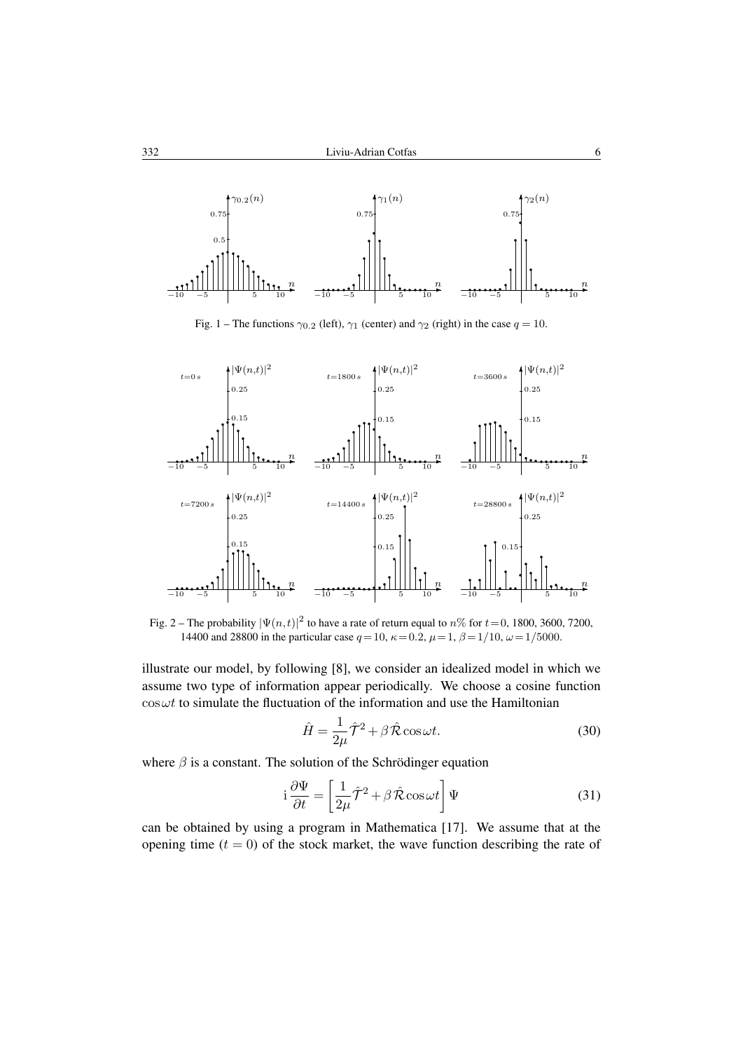Fig. 1 – The functions $\gamma_{0.2}$ (left), $\gamma_1$ (center) and $\gamma_2$ (right) in the case $q = 10$.

Fig. 2 – The probability $|\Psi(n,t)|^2$ to have a rate of return equal to $n\%$ for $t=0$, 1800, 3600, 7200, 14400 and 28800 in the particular case $q=10$, $\kappa=0.2$, $\mu=1$, $\beta=1/10$, $\omega=1/5000$.

illustrate our model, by following [8], we consider an idealized model in which we assume two type of information appear periodically. We choose a cosine function $\cos\omega t$ to simulate the fluctuation of the information and use the Hamiltonian

$$\hat{H} = \frac{1}{2\mu}\hat{\mathcal{T}}^2 + \beta\,\hat{\mathcal{R}}\cos\omega t. \tag{30}$$

where $\beta$ is a constant. The solution of the Schrödinger equation

$$\mathrm{i}\,\frac{\partial \Psi}{\partial t} = \left[\frac{1}{2\mu}\hat{\mathcal{T}}^2 + \beta\,\hat{\mathcal{R}}\cos\omega t\right]\Psi \tag{31}$$

can be obtained by using a program in Mathematica [17]. We assume that at the opening time ($t = 0$) of the stock market, the wave function describing the rate of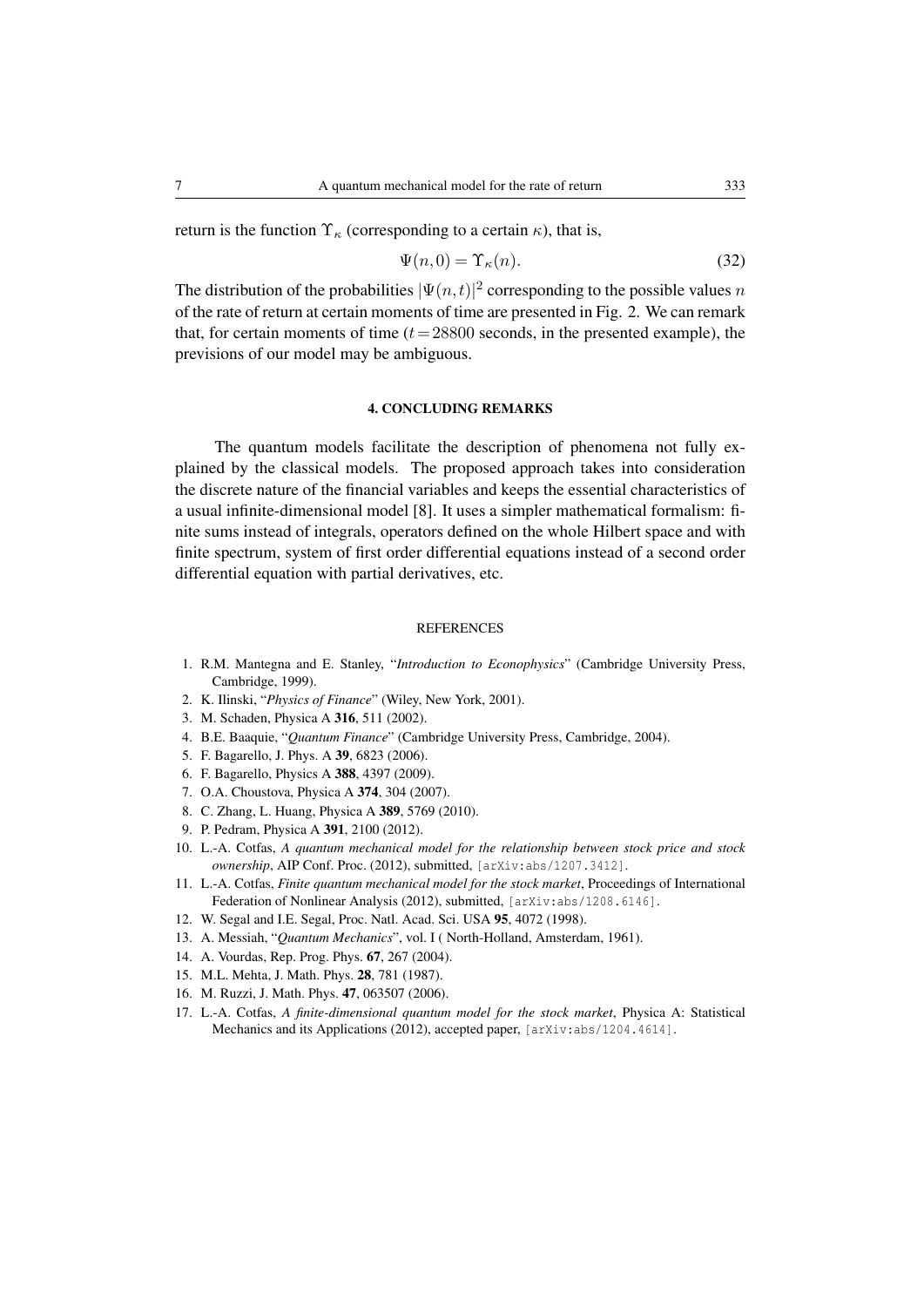return is the function $\Upsilon_\kappa$ (corresponding to a certain $\kappa$), that is,

$$\Psi(n,0) = \Upsilon_\kappa(n). \tag{32}$$

The distribution of the probabilities $|\Psi(n,t)|^2$ corresponding to the possible values $n$ of the rate of return at certain moments of time are presented in Fig. 2. We can remark that, for certain moments of time ($t = 28800$ seconds, in the presented example), the previsions of our model may be ambiguous.

## 4. CONCLUDING REMARKS

The quantum models facilitate the description of phenomena not fully explained by the classical models. The proposed approach takes into consideration the discrete nature of the financial variables and keeps the essential characteristics of a usual infinite-dimensional model [8]. It uses a simpler mathematical formalism: finite sums instead of integrals, operators defined on the whole Hilbert space and with finite spectrum, system of first order differential equations instead of a second order differential equation with partial derivatives, etc.

## REFERENCES

1. R.M. Mantegna and E. Stanley, "*Introduction to Econophysics*" (Cambridge University Press, Cambridge, 1999).
2. K. Ilinski, "*Physics of Finance*" (Wiley, New York, 2001).
3. M. Schaden, Physica A **316**, 511 (2002).
4. B.E. Baaquie, "*Quantum Finance*" (Cambridge University Press, Cambridge, 2004).
5. F. Bagarello, J. Phys. A **39**, 6823 (2006).
6. F. Bagarello, Physics A **388**, 4397 (2009).
7. O.A. Choustova, Physica A **374**, 304 (2007).
8. C. Zhang, L. Huang, Physica A **389**, 5769 (2010).
9. P. Pedram, Physica A **391**, 2100 (2012).
10. L.-A. Cotfas, *A quantum mechanical model for the relationship between stock price and stock ownership*, AIP Conf. Proc. (2012), submitted, [arXiv:abs/1207.3412].
11. L.-A. Cotfas, *Finite quantum mechanical model for the stock market*, Proceedings of International Federation of Nonlinear Analysis (2012), submitted, [arXiv:abs/1208.6146].
12. W. Segal and I.E. Segal, Proc. Natl. Acad. Sci. USA **95**, 4072 (1998).
13. A. Messiah, "*Quantum Mechanics*", vol. I ( North-Holland, Amsterdam, 1961).
14. A. Vourdas, Rep. Prog. Phys. **67**, 267 (2004).
15. M.L. Mehta, J. Math. Phys. **28**, 781 (1987).
16. M. Ruzzi, J. Math. Phys. **47**, 063507 (2006).
17. L.-A. Cotfas, *A finite-dimensional quantum model for the stock market*, Physica A: Statistical Mechanics and its Applications (2012), accepted paper, [arXiv:abs/1204.4614].